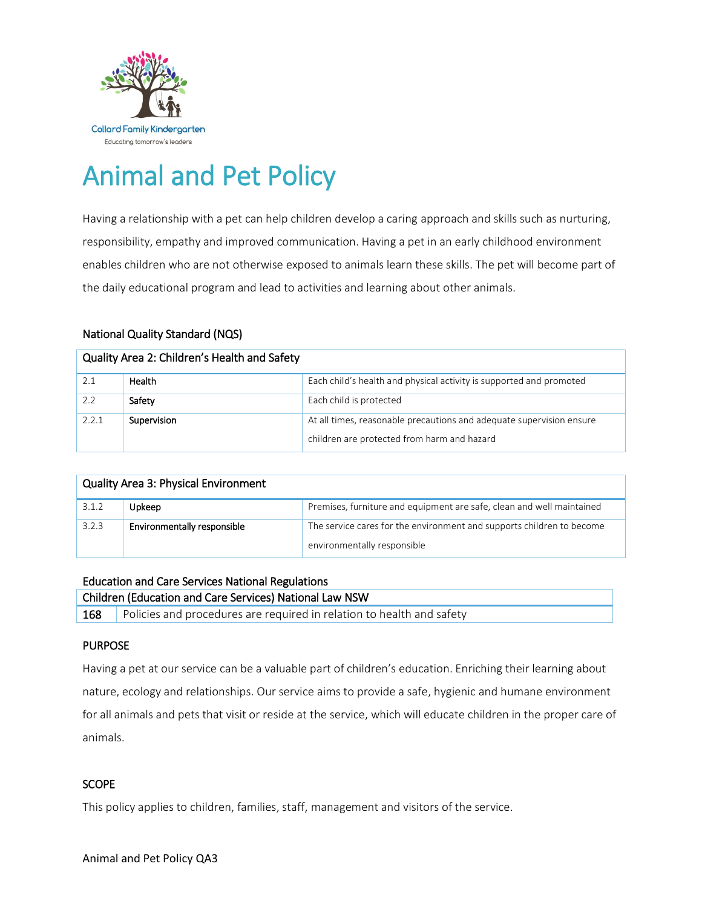Collard Family Kindergarten

Educating tomorrow's leaders

# Animal and Pet Policy

Having a relationship with a pet can help children develop a caring approach and skills such as nurturing, responsibility, empathy and improved communication. Having a pet in an early childhood environment enables children who are not otherwise exposed to animals learn these skills. The pet will become part of the daily educational program and lead to activities and learning about other animals.

### National Quality Standard (NQS)

| Quality Area 2: Children's Health and Safety | | |
|---|---|---|
| 2.1 | **Health** | Each child's health and physical activity is supported and promoted |
| 2.2 | **Safety** | Each child is protected |
| 2.2.1 | **Supervision** | At all times, reasonable precautions and adequate supervision ensure children are protected from harm and hazard |

| Quality Area 3: Physical Environment | | |
|---|---|---|
| 3.1.2 | **Upkeep** | Premises, furniture and equipment are safe, clean and well maintained |
| 3.2.3 | **Environmentally responsible** | The service cares for the environment and supports children to become environmentally responsible |

### Education and Care Services National Regulations

| Children (Education and Care Services) National Law NSW | |
|---|---|
| 168 | Policies and procedures are required in relation to health and safety |

### PURPOSE

Having a pet at our service can be a valuable part of children's education. Enriching their learning about nature, ecology and relationships. Our service aims to provide a safe, hygienic and humane environment for all animals and pets that visit or reside at the service, which will educate children in the proper care of animals.

### SCOPE

This policy applies to children, families, staff, management and visitors of the service.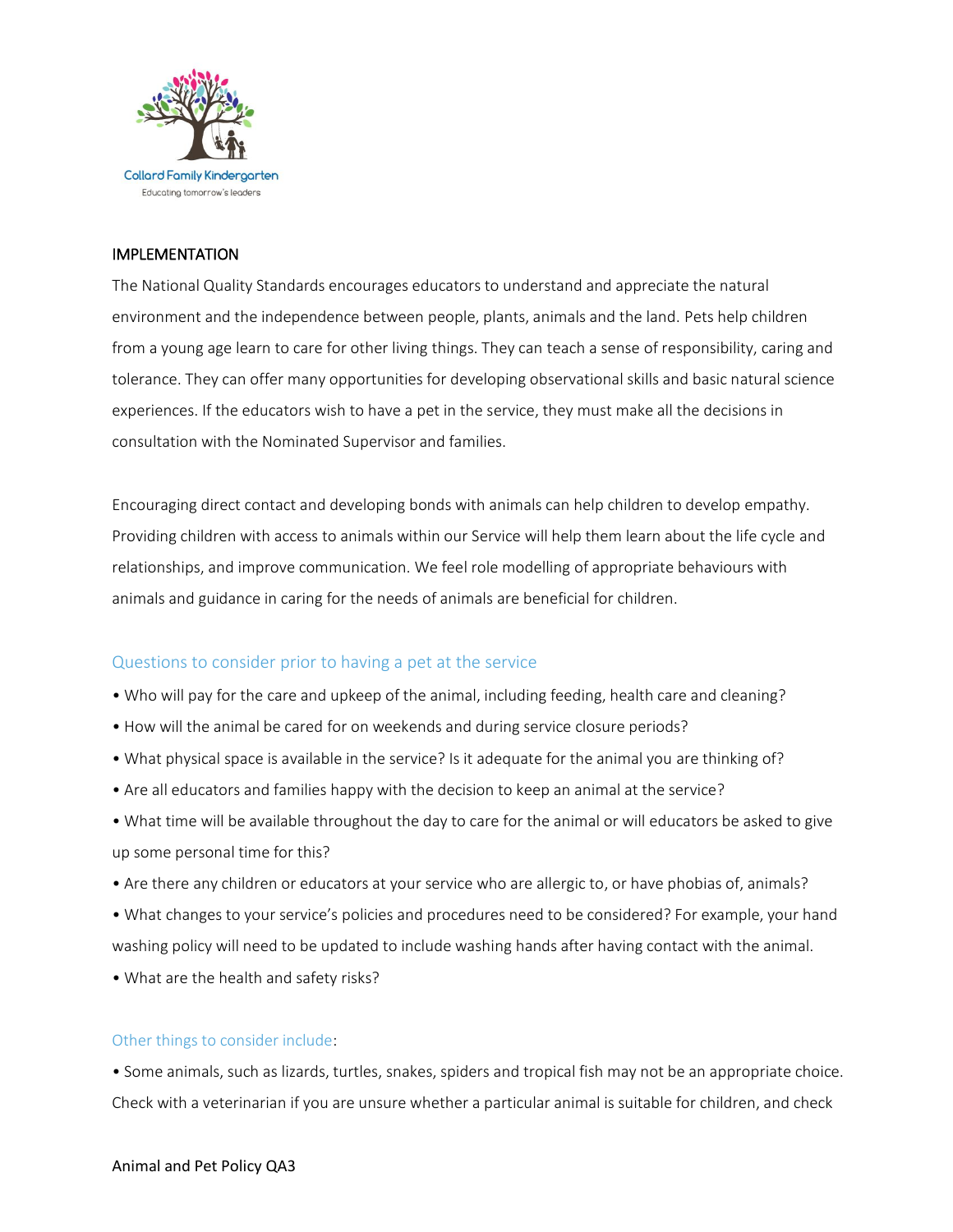## IMPLEMENTATION

The National Quality Standards encourages educators to understand and appreciate the natural environment and the independence between people, plants, animals and the land. Pets help children from a young age learn to care for other living things. They can teach a sense of responsibility, caring and tolerance. They can offer many opportunities for developing observational skills and basic natural science experiences. If the educators wish to have a pet in the service, they must make all the decisions in consultation with the Nominated Supervisor and families.

Encouraging direct contact and developing bonds with animals can help children to develop empathy. Providing children with access to animals within our Service will help them learn about the life cycle and relationships, and improve communication. We feel role modelling of appropriate behaviours with animals and guidance in caring for the needs of animals are beneficial for children.

### Questions to consider prior to having a pet at the service

- Who will pay for the care and upkeep of the animal, including feeding, health care and cleaning?
- How will the animal be cared for on weekends and during service closure periods?
- What physical space is available in the service? Is it adequate for the animal you are thinking of?
- Are all educators and families happy with the decision to keep an animal at the service?
- What time will be available throughout the day to care for the animal or will educators be asked to give up some personal time for this?
- Are there any children or educators at your service who are allergic to, or have phobias of, animals?
- What changes to your service's policies and procedures need to be considered? For example, your hand washing policy will need to be updated to include washing hands after having contact with the animal.
- What are the health and safety risks?

### Other things to consider include:

- Some animals, such as lizards, turtles, snakes, spiders and tropical fish may not be an appropriate choice. Check with a veterinarian if you are unsure whether a particular animal is suitable for children, and check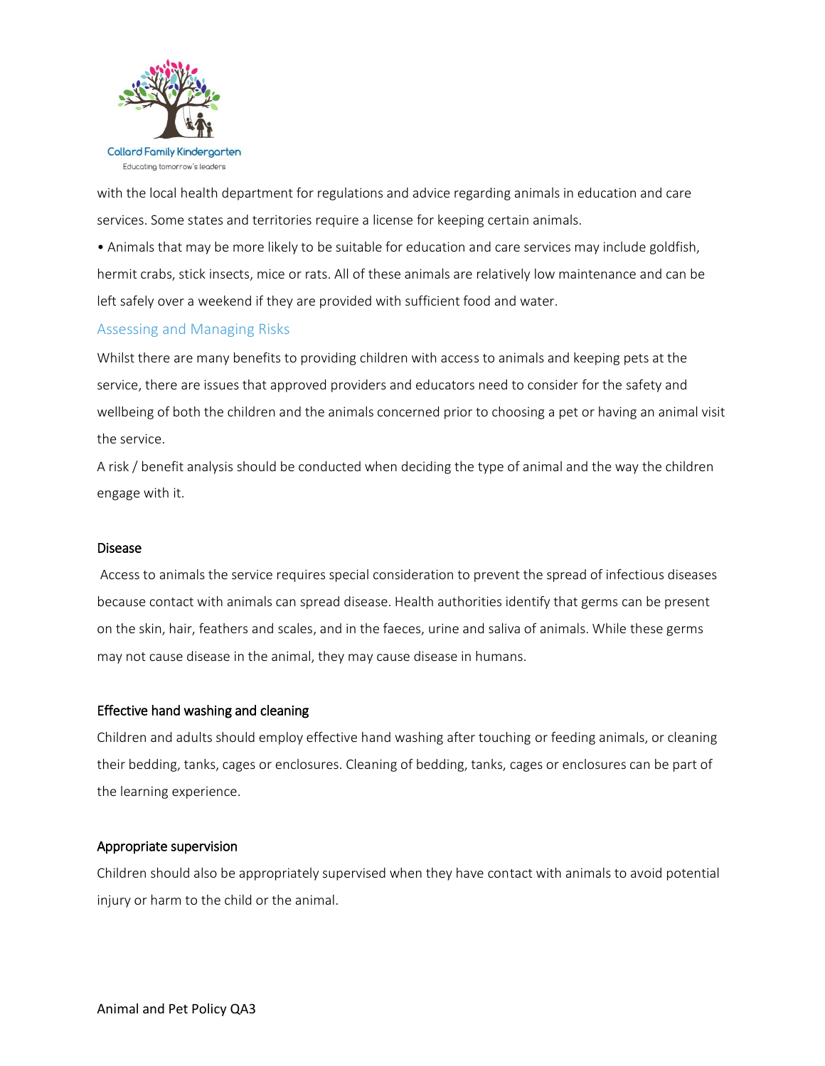with the local health department for regulations and advice regarding animals in education and care services. Some states and territories require a license for keeping certain animals.

• Animals that may be more likely to be suitable for education and care services may include goldfish, hermit crabs, stick insects, mice or rats. All of these animals are relatively low maintenance and can be left safely over a weekend if they are provided with sufficient food and water.

## Assessing and Managing Risks

Whilst there are many benefits to providing children with access to animals and keeping pets at the service, there are issues that approved providers and educators need to consider for the safety and wellbeing of both the children and the animals concerned prior to choosing a pet or having an animal visit the service.

A risk / benefit analysis should be conducted when deciding the type of animal and the way the children engage with it.

### Disease

Access to animals the service requires special consideration to prevent the spread of infectious diseases because contact with animals can spread disease. Health authorities identify that germs can be present on the skin, hair, feathers and scales, and in the faeces, urine and saliva of animals. While these germs may not cause disease in the animal, they may cause disease in humans.

### Effective hand washing and cleaning

Children and adults should employ effective hand washing after touching or feeding animals, or cleaning their bedding, tanks, cages or enclosures. Cleaning of bedding, tanks, cages or enclosures can be part of the learning experience.

### Appropriate supervision

Children should also be appropriately supervised when they have contact with animals to avoid potential injury or harm to the child or the animal.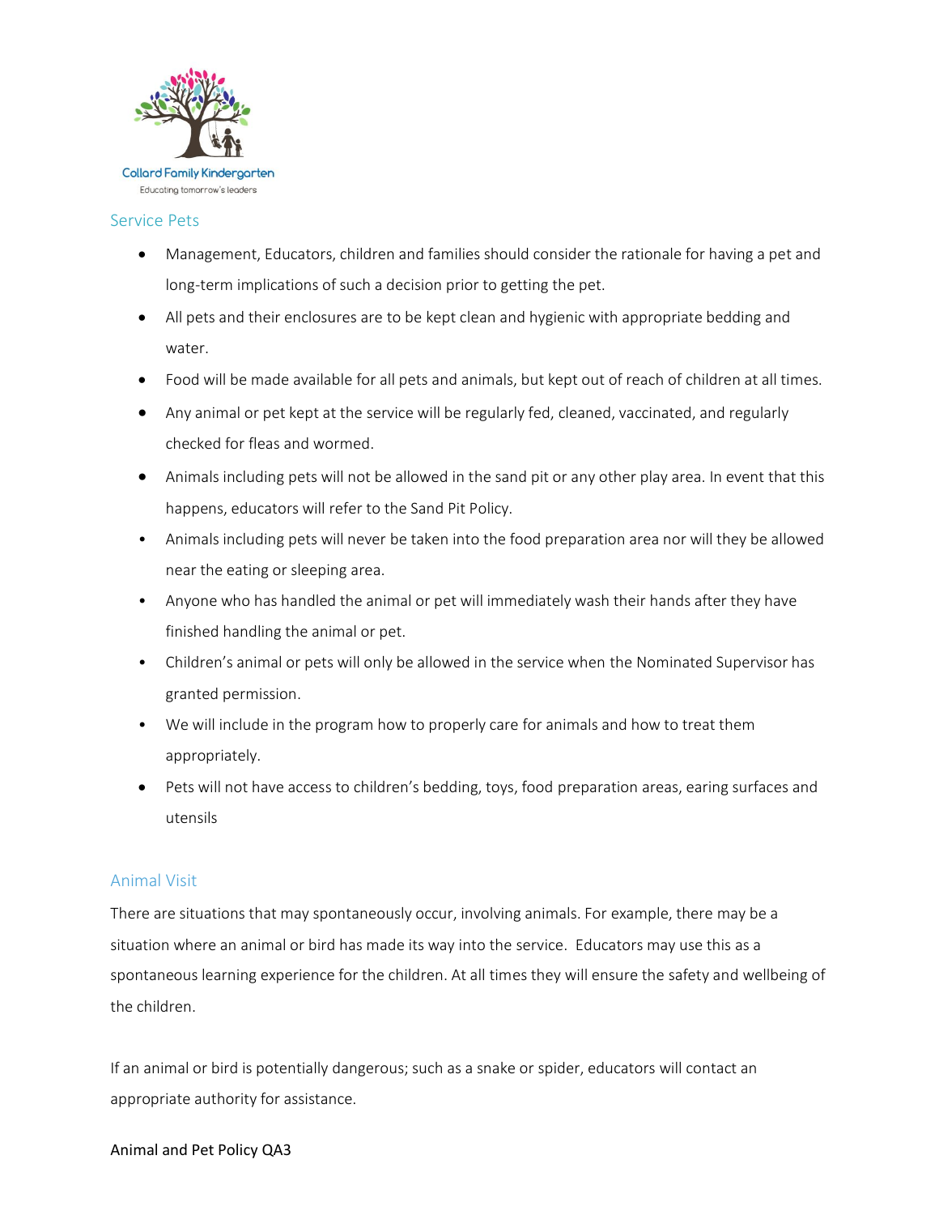## Service Pets

- Management, Educators, children and families should consider the rationale for having a pet and long-term implications of such a decision prior to getting the pet.
- All pets and their enclosures are to be kept clean and hygienic with appropriate bedding and water.
- Food will be made available for all pets and animals, but kept out of reach of children at all times.
- Any animal or pet kept at the service will be regularly fed, cleaned, vaccinated, and regularly checked for fleas and wormed.
- Animals including pets will not be allowed in the sand pit or any other play area. In event that this happens, educators will refer to the Sand Pit Policy.
- Animals including pets will never be taken into the food preparation area nor will they be allowed near the eating or sleeping area.
- Anyone who has handled the animal or pet will immediately wash their hands after they have finished handling the animal or pet.
- Children's animal or pets will only be allowed in the service when the Nominated Supervisor has granted permission.
- We will include in the program how to properly care for animals and how to treat them appropriately.
- Pets will not have access to children's bedding, toys, food preparation areas, earing surfaces and utensils

## Animal Visit

There are situations that may spontaneously occur, involving animals. For example, there may be a situation where an animal or bird has made its way into the service. Educators may use this as a spontaneous learning experience for the children. At all times they will ensure the safety and wellbeing of the children.

If an animal or bird is potentially dangerous; such as a snake or spider, educators will contact an appropriate authority for assistance.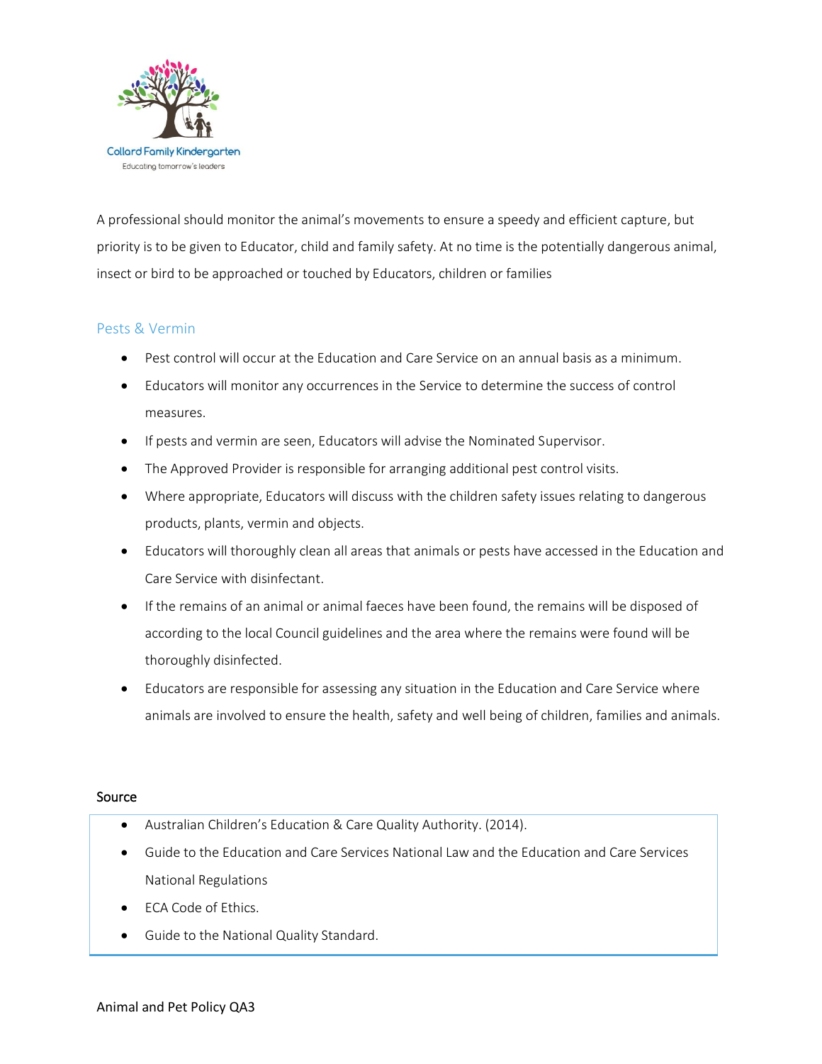A professional should monitor the animal's movements to ensure a speedy and efficient capture, but priority is to be given to Educator, child and family safety. At no time is the potentially dangerous animal, insect or bird to be approached or touched by Educators, children or families

## Pests & Vermin

- Pest control will occur at the Education and Care Service on an annual basis as a minimum.
- Educators will monitor any occurrences in the Service to determine the success of control measures.
- If pests and vermin are seen, Educators will advise the Nominated Supervisor.
- The Approved Provider is responsible for arranging additional pest control visits.
- Where appropriate, Educators will discuss with the children safety issues relating to dangerous products, plants, vermin and objects.
- Educators will thoroughly clean all areas that animals or pests have accessed in the Education and Care Service with disinfectant.
- If the remains of an animal or animal faeces have been found, the remains will be disposed of according to the local Council guidelines and the area where the remains were found will be thoroughly disinfected.
- Educators are responsible for assessing any situation in the Education and Care Service where animals are involved to ensure the health, safety and well being of children, families and animals.

### Source

- Australian Children's Education & Care Quality Authority. (2014).
- Guide to the Education and Care Services National Law and the Education and Care Services National Regulations
- ECA Code of Ethics.
- Guide to the National Quality Standard.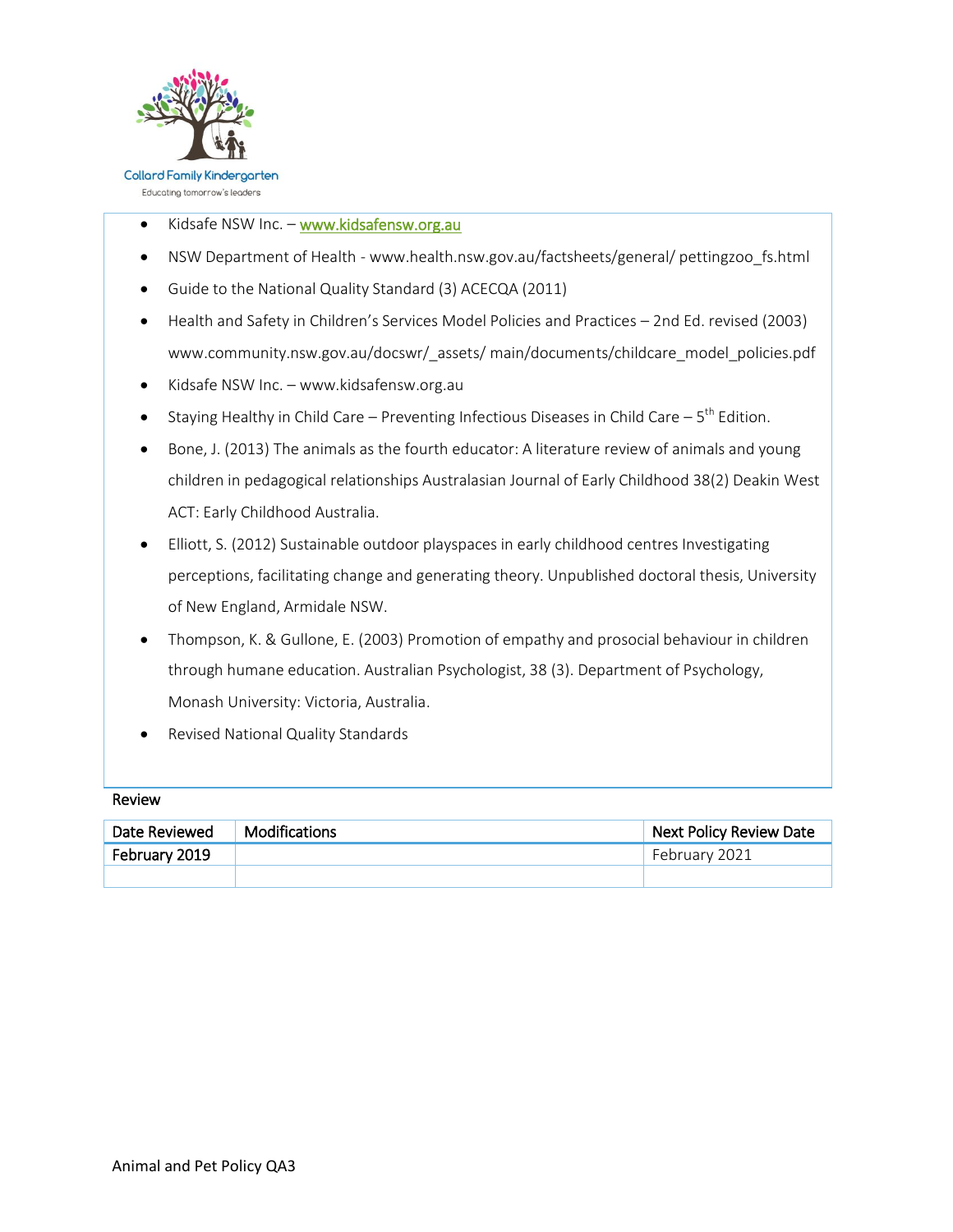- Kidsafe NSW Inc. – www.kidsafensw.org.au
- NSW Department of Health - www.health.nsw.gov.au/factsheets/general/ pettingzoo_fs.html
- Guide to the National Quality Standard (3) ACECQA (2011)
- Health and Safety in Children's Services Model Policies and Practices – 2nd Ed. revised (2003) www.community.nsw.gov.au/docswr/_assets/ main/documents/childcare_model_policies.pdf
- Kidsafe NSW Inc. – www.kidsafensw.org.au
- Staying Healthy in Child Care – Preventing Infectious Diseases in Child Care – 5th Edition.
- Bone, J. (2013) The animals as the fourth educator: A literature review of animals and young children in pedagogical relationships Australasian Journal of Early Childhood 38(2) Deakin West ACT: Early Childhood Australia.
- Elliott, S. (2012) Sustainable outdoor playspaces in early childhood centres Investigating perceptions, facilitating change and generating theory. Unpublished doctoral thesis, University of New England, Armidale NSW.
- Thompson, K. & Gullone, E. (2003) Promotion of empathy and prosocial behaviour in children through humane education. Australian Psychologist, 38 (3). Department of Psychology, Monash University: Victoria, Australia.
- Revised National Quality Standards

## Review

| Date Reviewed | Modifications | Next Policy Review Date |
|---|---|---|
| February 2019 | | February 2021 |
| | | |

Animal and Pet Policy QA3